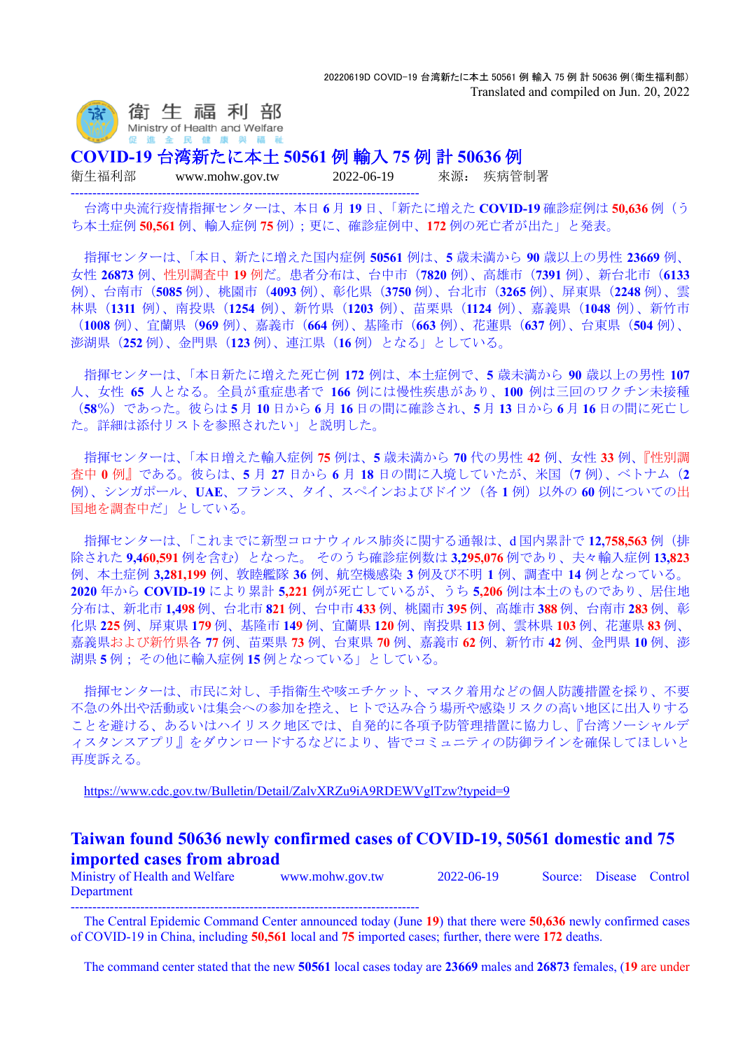20220619D COVID-19 台湾新たに本土 50561 例 輸入 75 例 計 50636 例(衛生福利部)
Translated and compiled on Jun. 20, 2022

衛生福利部
Ministry of Health and Welfare
促進全民健康與福祉

# COVID-19 台湾新たに本土 50561 例 輸入 75 例 計 50636 例

衛生福利部　www.mohw.gov.tw　2022-06-19　來源：疾病管制署

---

台湾中央流行疫情指揮センターは、本日 **6** 月 **19** 日、「新たに増えた **COVID-19** 確診症例は **50,636** 例（うち本土症例 **50,561** 例、輸入症例 **75** 例）；更に、確診症例中、**172** 例の死亡者が出た」と発表。

指揮センターは、「本日、新たに増えた国内症例 **50561** 例は、**5** 歳未満から **90** 歳以上の男性 **23669** 例、女性 **26873** 例、性別調査中 **19** 例だ。患者分布は、台中市（**7820** 例）、高雄市（**7391** 例）、新台北市（**6133** 例）、台南市（**5085** 例）、桃園市（**4093** 例）、彰化県（**3750** 例）、台北市（**3265** 例）、屏東県（**2248** 例）、雲林県（**1311** 例）、南投県（**1254** 例）、新竹県（**1203** 例）、苗栗県（**1124** 例）、嘉義県（**1048** 例）、新竹市（**1008** 例）、宜蘭県（**969** 例）、嘉義市（**664** 例）、基隆市（**663** 例）、花蓮県（**637** 例）、台東県（**504** 例）、澎湖県（**252** 例）、金門県（**123** 例）、連江県（**16** 例）となる」としている。

指揮センターは、「本日新たに増えた死亡例 **172** 例は、本土症例で、**5** 歳未満から **90** 歳以上の男性 **107** 人、女性 **65** 人となる。全員が重症患者で **166** 例には慢性疾患があり、**100** 例は三回のワクチン未接種（**58%**）であった。彼らは **5** 月 **10** 日から **6** 月 **16** 日の間に確診され、**5** 月 **13** 日から **6** 月 **16** 日の間に死亡した。詳細は添付リストを参照されたい」と説明した。

指揮センターは、「本日増えた輸入症例 **75** 例は、**5** 歳未満から **70** 代の男性 **42** 例、女性 **33** 例、『性別調査中 **0** 例』である。彼らは、**5** 月 **27** 日から **6** 月 **18** 日の間に入境していたが、米国（**7** 例）、ベトナム（**2** 例）、シンガポール、**UAE**、フランス、タイ、スペインおよびドイツ（各 **1** 例）以外の **60** 例についての出国地を調査中だ」としている。

指揮センターは、「これまでに新型コロナウィルス肺炎に関する通報は、d 国内累計で **12,758,563** 例（排除された **9,460,591** 例を含む）となった。 そのうち確診症例数は **3,295,076** 例であり、夫々輸入症例 **13,823** 例、本土症例 **3,281,199** 例、敦睦艦隊 **36** 例、航空機感染 **3** 例及び不明 **1** 例、調査中 **14** 例となっている。**2020** 年から **COVID-19** により累計 **5,221** 例が死亡しているが、うち **5,206** 例は本土のものであり、居住地分布は、新北市 **1,498** 例、台北市 **821** 例、台中市 **433** 例、桃園市 **395** 例、高雄市 **388** 例、台南市 **283** 例、彰化県 **225** 例、屏東県 **179** 例、基隆市 **149** 例、宜蘭県 **120** 例、南投県 **113** 例、雲林県 **103** 例、花蓮県 **83** 例、嘉義県および新竹県各 **77** 例、苗栗県 **73** 例、台東県 **70** 例、嘉義市 **62** 例、新竹市 **42** 例、金門県 **10** 例、澎湖県 **5** 例； その他に輸入症例 **15** 例となっている」としている。

指揮センターは、市民に対し、手指衛生や咳エチケット、マスク着用などの個人防護措置を採り、不要不急の外出や活動或いは集会への参加を控え、ヒトで込み合う場所や感染リスクの高い地区に出入りすることを避ける、あるいはハイリスク地区では、自発的に各項予防管理措置に協力し、『台湾ソーシャルディスタンスアプリ』をダウンロードするなどにより、皆でコミュニティの防御ラインを確保してほしいと再度訴える。

https://www.cdc.gov.tw/Bulletin/Detail/ZalvXRZu9iA9RDEWVglTzw?typeid=9

# Taiwan found 50636 newly confirmed cases of COVID-19, 50561 domestic and 75 imported cases from abroad

Ministry of Health and Welfare　www.mohw.gov.tw　2022-06-19　Source: Disease Control Department

---

The Central Epidemic Command Center announced today (June **19**) that there were **50,636** newly confirmed cases of COVID-19 in China, including **50,561** local and **75** imported cases; further, there were **172** deaths.

The command center stated that the new **50561** local cases today are **23669** males and **26873** females, (**19** are under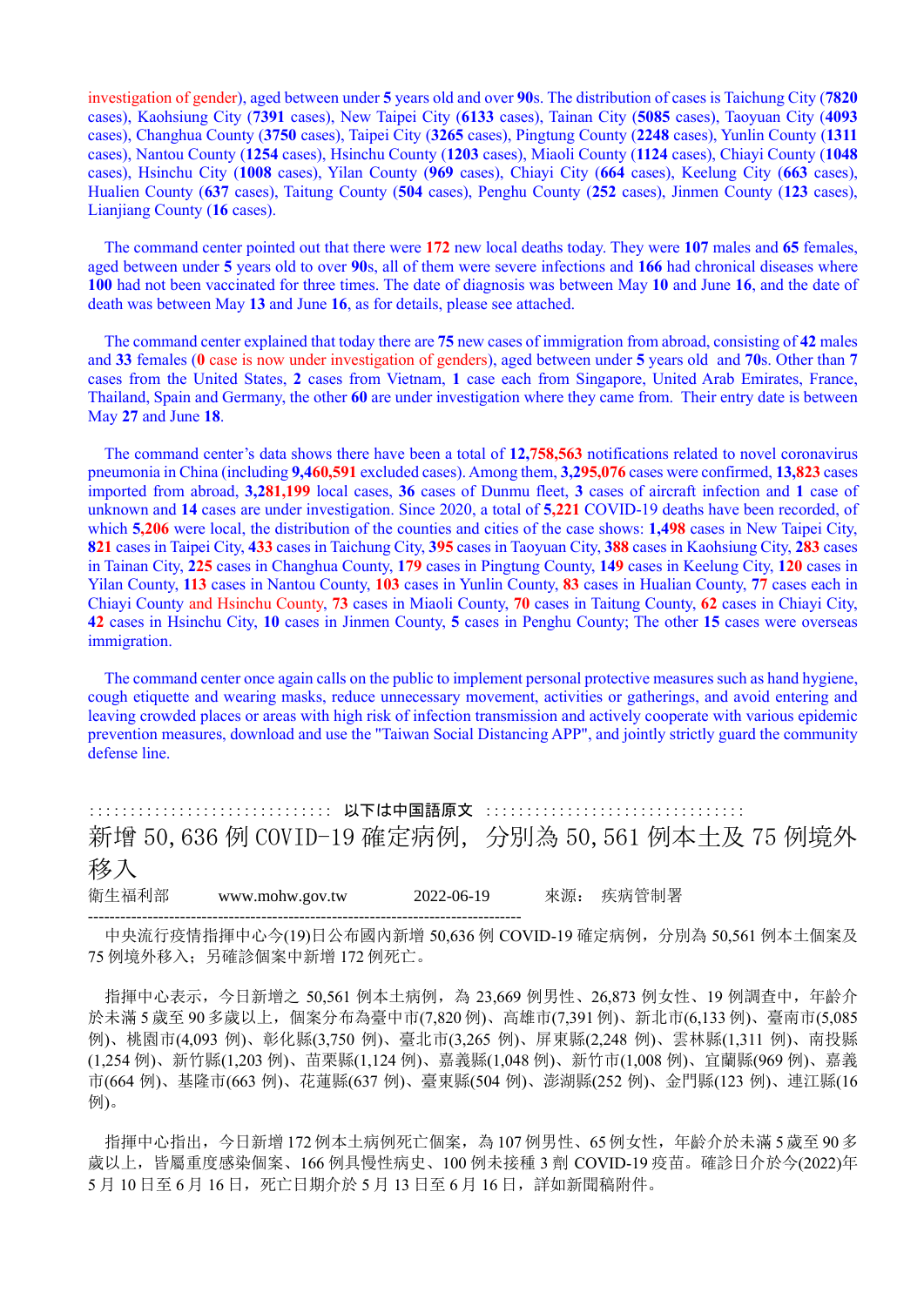investigation of gender), aged between under **5** years old and over **90**s. The distribution of cases is Taichung City (**7820** cases), Kaohsiung City (**7391** cases), New Taipei City (**6133** cases), Tainan City (**5085** cases), Taoyuan City (**4093** cases), Changhua County (**3750** cases), Taipei City (**3265** cases), Pingtung County (**2248** cases), Yunlin County (**1311** cases), Nantou County (**1254** cases), Hsinchu County (**1203** cases), Miaoli County (**1124** cases), Chiayi County (**1048** cases), Hsinchu City (**1008** cases), Yilan County (**969** cases), Chiayi City (**664** cases), Keelung City (**663** cases), Hualien County (**637** cases), Taitung County (**504** cases), Penghu County (**252** cases), Jinmen County (**123** cases), Lianjiang County (**16** cases).

The command center pointed out that there were **172** new local deaths today. They were **107** males and **65** females, aged between under **5** years old to over **90**s, all of them were severe infections and **166** had chronical diseases where **100** had not been vaccinated for three times. The date of diagnosis was between May **10** and June **16**, and the date of death was between May **13** and June **16**, as for details, please see attached.

The command center explained that today there are **75** new cases of immigration from abroad, consisting of **42** males and **33** females (**0** case is now under investigation of genders), aged between under **5** years old and **70**s. Other than **7** cases from the United States, **2** cases from Vietnam, **1** case each from Singapore, United Arab Emirates, France, Thailand, Spain and Germany, the other **60** are under investigation where they came from. Their entry date is between May **27** and June **18**.

The command center's data shows there have been a total of **12,758,563** notifications related to novel coronavirus pneumonia in China (including **9,460,591** excluded cases). Among them, **3,295,076** cases were confirmed, **13,823** cases imported from abroad, **3,281,199** local cases, **36** cases of Dunmu fleet, **3** cases of aircraft infection and **1** case of unknown and **14** cases are under investigation. Since 2020, a total of **5,221** COVID-19 deaths have been recorded, of which **5,206** were local, the distribution of the counties and cities of the case shows: **1,498** cases in New Taipei City, **821** cases in Taipei City, **433** cases in Taichung City, **395** cases in Taoyuan City, **388** cases in Kaohsiung City, **283** cases in Tainan City, **225** cases in Changhua County, **179** cases in Pingtung County, **149** cases in Keelung City, **120** cases in Yilan County, **113** cases in Nantou County, **103** cases in Yunlin County, **83** cases in Hualian County, **77** cases each in Chiayi County and Hsinchu County, **73** cases in Miaoli County, **70** cases in Taitung County, **62** cases in Chiayi City, **42** cases in Hsinchu City, **10** cases in Jinmen County, **5** cases in Penghu County; The other **15** cases were overseas immigration.

The command center once again calls on the public to implement personal protective measures such as hand hygiene, cough etiquette and wearing masks, reduce unnecessary movement, activities or gatherings, and avoid entering and leaving crowded places or areas with high risk of infection transmission and actively cooperate with various epidemic prevention measures, download and use the "Taiwan Social Distancing APP", and jointly strictly guard the community defense line.

::::::::::::::::::::::::::::::: 以下は中国語原文 :::::::::::::::::::::::::::::::::

# 新增 50,636 例 COVID-19 確定病例，分別為 50,561 例本土及 75 例境外移入

衛生福利部　　www.mohw.gov.tw　　2022-06-19　　來源：疾病管制署

--------------------------------------------------------------------------------

中央流行疫情指揮中心今(19)日公布國內新增 50,636 例 COVID-19 確定病例，分別為 50,561 例本土個案及 75 例境外移入；另確診個案中新增 172 例死亡。

指揮中心表示，今日新增之 50,561 例本土病例，為 23,669 例男性、26,873 例女性、19 例調查中，年齡介於未滿 5 歲至 90 多歲以上，個案分布為臺中市(7,820 例)、高雄市(7,391 例)、新北市(6,133 例)、臺南市(5,085 例)、桃園市(4,093 例)、彰化縣(3,750 例)、臺北市(3,265 例)、屏東縣(2,248 例)、雲林縣(1,311 例)、南投縣(1,254 例)、新竹縣(1,203 例)、苗栗縣(1,124 例)、嘉義縣(1,048 例)、新竹市(1,008 例)、宜蘭縣(969 例)、嘉義市(664 例)、基隆市(663 例)、花蓮縣(637 例)、臺東縣(504 例)、澎湖縣(252 例)、金門縣(123 例)、連江縣(16 例)。

指揮中心指出，今日新增 172 例本土病例死亡個案，為 107 例男性、65 例女性，年齡介於未滿 5 歲至 90 多歲以上，皆屬重度感染個案、166 例具慢性病史、100 例未接種 3 劑 COVID-19 疫苗。確診日介於今(2022)年 5 月 10 日至 6 月 16 日，死亡日期介於 5 月 13 日至 6 月 16 日，詳如新聞稿附件。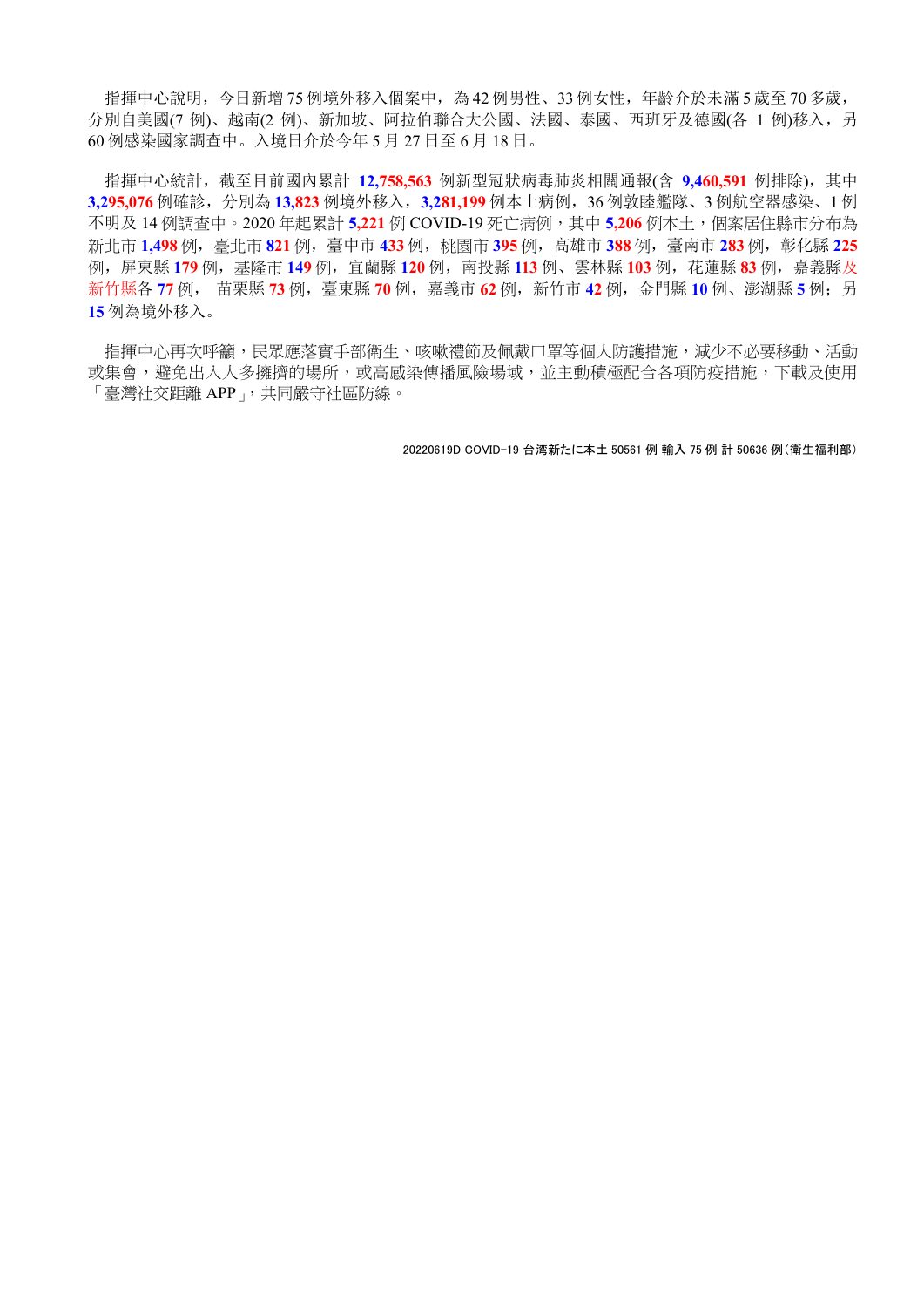指揮中心說明，今日新增 75 例境外移入個案中，為 42 例男性、33 例女性，年齡介於未滿 5 歲至 70 多歲，分別自美國(7 例)、越南(2 例)、新加坡、阿拉伯聯合大公國、法國、泰國、西班牙及德國(各 1 例)移入，另 60 例感染國家調查中。入境日介於今年 5 月 27 日至 6 月 18 日。

指揮中心統計，截至目前國內累計 **12,758,563** 例新型冠狀病毒肺炎相關通報(含 **9,460,591** 例排除)，其中 **3,295,076** 例確診，分別為 **13,823** 例境外移入，**3,281,199** 例本土病例，36 例敦睦艦隊、3 例航空器感染、1 例不明及 14 例調查中。2020 年起累計 **5,221** 例 COVID-19 死亡病例，其中 **5,206** 例本土，個案居住縣市分布為新北市 **1,498** 例，臺北市 **821** 例，臺中市 **433** 例，桃園市 **395** 例，高雄市 **388** 例，臺南市 **283** 例，彰化縣 **225** 例，屏東縣 **179** 例，基隆市 **149** 例，宜蘭縣 **120** 例，南投縣 **113** 例、雲林縣 **103** 例，花蓮縣 **83** 例，嘉義縣及新竹縣各 **77** 例， 苗栗縣 **73** 例，臺東縣 **70** 例，嘉義市 **62** 例，新竹市 **42** 例，金門縣 **10** 例、澎湖縣 **5** 例；另 **15** 例為境外移入。

指揮中心再次呼籲，民眾應落實手部衛生、咳嗽禮節及佩戴口罩等個人防護措施，減少不必要移動、活動或集會，避免出入人多擁擠的場所，或高感染傳播風險場域，並主動積極配合各項防疫措施，下載及使用「臺灣社交距離 APP」，共同嚴守社區防線。

20220619D COVID-19 台湾新たに本土 50561 例 輸入 75 例 計 50636 例(衛生福利部)